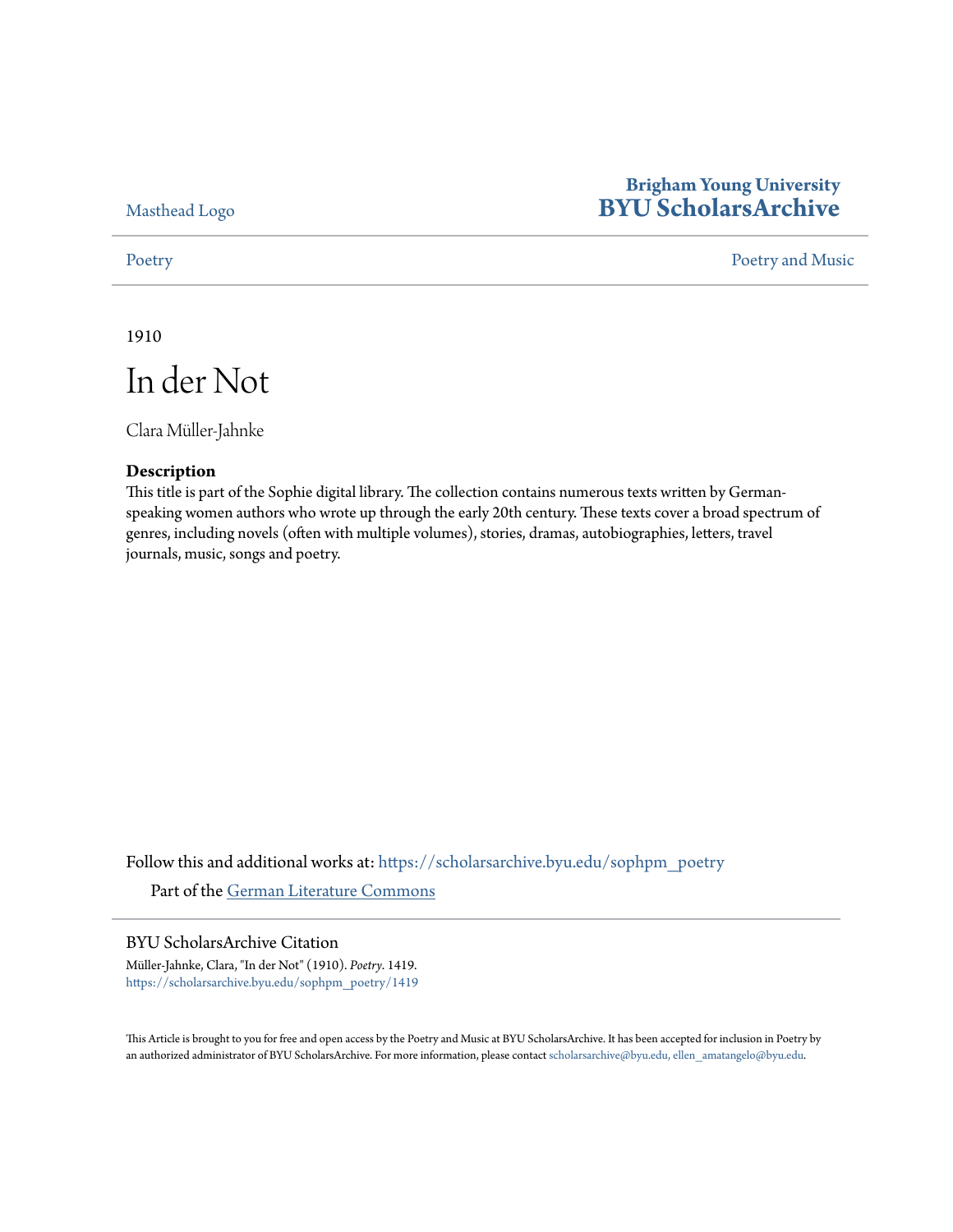Masthead Logo

**Brigham Young University**
**BYU ScholarsArchive**

Poetry | Poetry and Music

1910

# In der Not

Clara Müller-Jahnke

### Description

This title is part of the Sophie digital library. The collection contains numerous texts written by German-speaking women authors who wrote up through the early 20th century. These texts cover a broad spectrum of genres, including novels (often with multiple volumes), stories, dramas, autobiographies, letters, travel journals, music, songs and poetry.

Follow this and additional works at: https://scholarsarchive.byu.edu/sophpm_poetry

Part of the German Literature Commons

### BYU ScholarsArchive Citation

Müller-Jahnke, Clara, "In der Not" (1910). *Poetry*. 1419.
https://scholarsarchive.byu.edu/sophpm_poetry/1419

This Article is brought to you for free and open access by the Poetry and Music at BYU ScholarsArchive. It has been accepted for inclusion in Poetry by an authorized administrator of BYU ScholarsArchive. For more information, please contact scholarsarchive@byu.edu, ellen_amatangelo@byu.edu.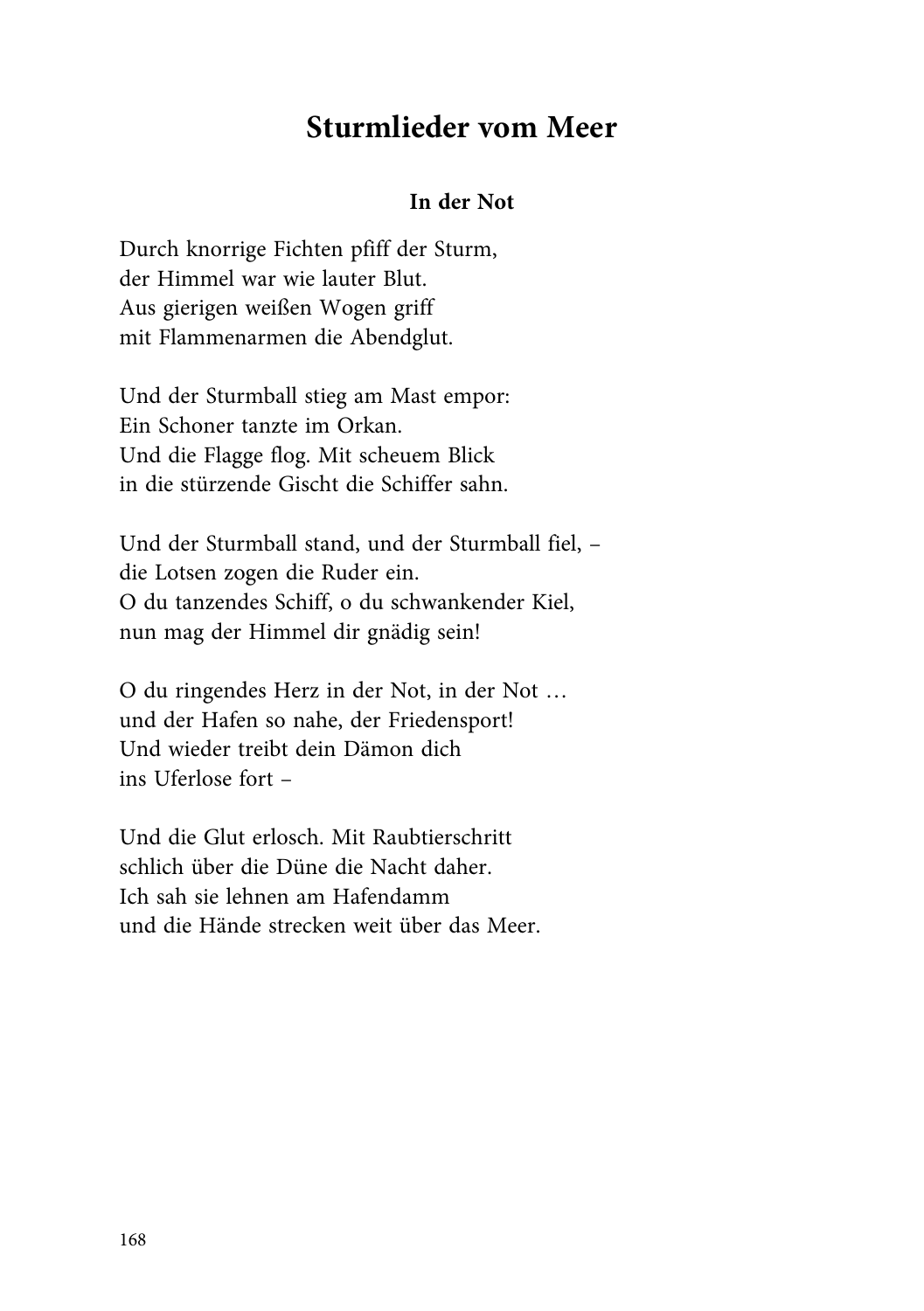# Sturmlieder vom Meer

### In der Not

Durch knorrige Fichten pfiff der Sturm,
der Himmel war wie lauter Blut.
Aus gierigen weißen Wogen griff
mit Flammenarmen die Abendglut.

Und der Sturmball stieg am Mast empor:
Ein Schoner tanzte im Orkan.
Und die Flagge flog. Mit scheuem Blick
in die stürzende Gischt die Schiffer sahn.

Und der Sturmball stand, und der Sturmball fiel, –
die Lotsen zogen die Ruder ein.
O du tanzendes Schiff, o du schwankender Kiel,
nun mag der Himmel dir gnädig sein!

O du ringendes Herz in der Not, in der Not …
und der Hafen so nahe, der Friedensport!
Und wieder treibt dein Dämon dich
ins Uferlose fort –

Und die Glut erlosch. Mit Raubtierschritt
schlich über die Düne die Nacht daher.
Ich sah sie lehnen am Hafendamm
und die Hände strecken weit über das Meer.